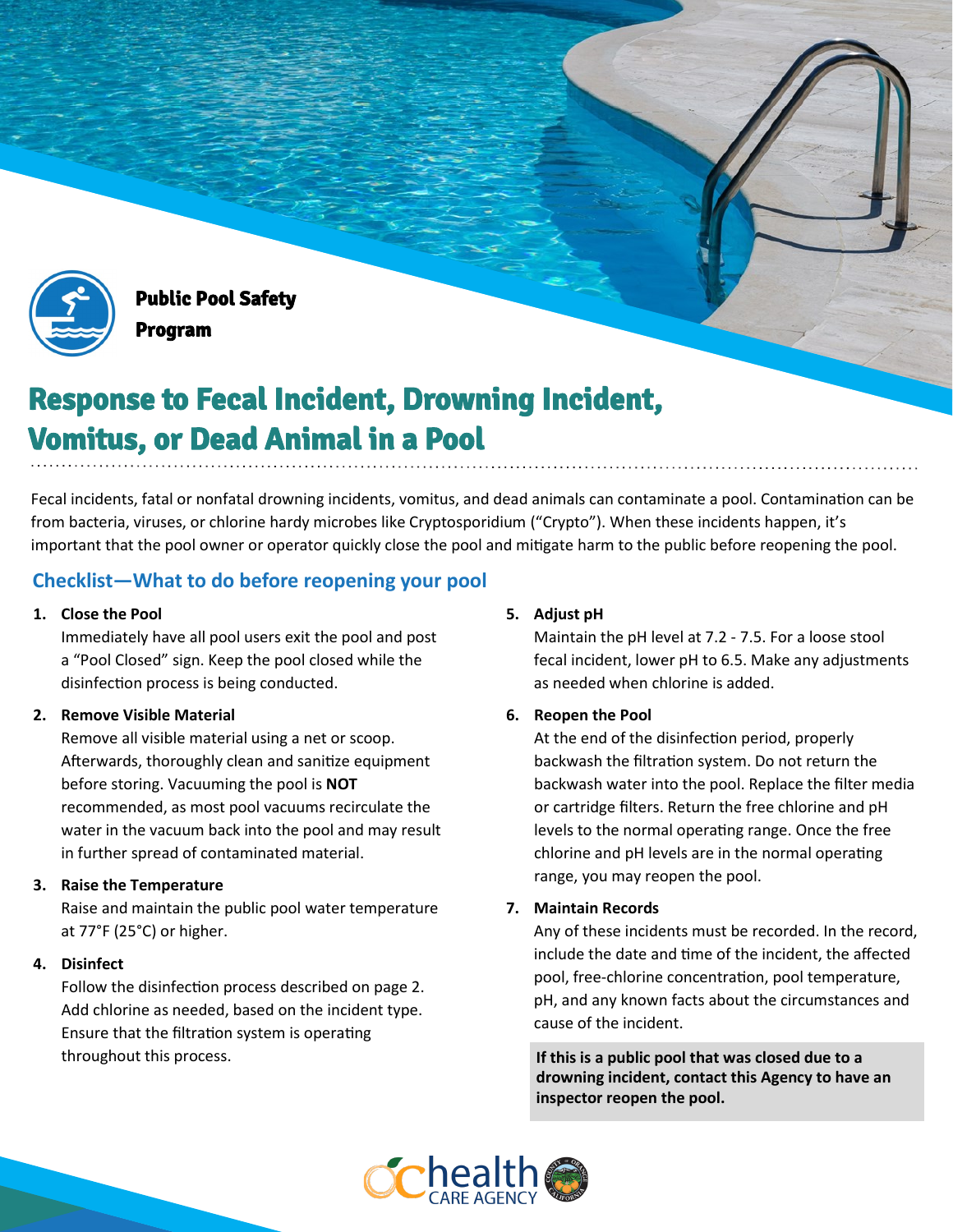Public Pool Safety Program

# Response to Fecal Incident, Drowning Incident, Vomitus, or Dead Animal in a Pool

Fecal incidents, fatal or nonfatal drowning incidents, vomitus, and dead animals can contaminate a pool. Contamination can be from bacteria, viruses, or chlorine hardy microbes like Cryptosporidium (“Crypto”). When these incidents happen, it’s important that the pool owner or operator quickly close the pool and mitigate harm to the public before reopening the pool.

## Checklist—What to do before reopening your pool

1. **Close the Pool**
   Immediately have all pool users exit the pool and post a “Pool Closed” sign. Keep the pool closed while the disinfection process is being conducted.

2. **Remove Visible Material**
   Remove all visible material using a net or scoop. Afterwards, thoroughly clean and sanitize equipment before storing. Vacuuming the pool is **NOT** recommended, as most pool vacuums recirculate the water in the vacuum back into the pool and may result in further spread of contaminated material.

3. **Raise the Temperature**
   Raise and maintain the public pool water temperature at 77°F (25°C) or higher.

4. **Disinfect**
   Follow the disinfection process described on page 2. Add chlorine as needed, based on the incident type. Ensure that the filtration system is operating throughout this process.

5. **Adjust pH**
   Maintain the pH level at 7.2 - 7.5. For a loose stool fecal incident, lower pH to 6.5. Make any adjustments as needed when chlorine is added.

6. **Reopen the Pool**
   At the end of the disinfection period, properly backwash the filtration system. Do not return the backwash water into the pool. Replace the filter media or cartridge filters. Return the free chlorine and pH levels to the normal operating range. Once the free chlorine and pH levels are in the normal operating range, you may reopen the pool.

7. **Maintain Records**
   Any of these incidents must be recorded. In the record, include the date and time of the incident, the affected pool, free-chlorine concentration, pool temperature, pH, and any known facts about the circumstances and cause of the incident.

**If this is a public pool that was closed due to a drowning incident, contact this Agency to have an inspector reopen the pool.**

health CARE AGENCY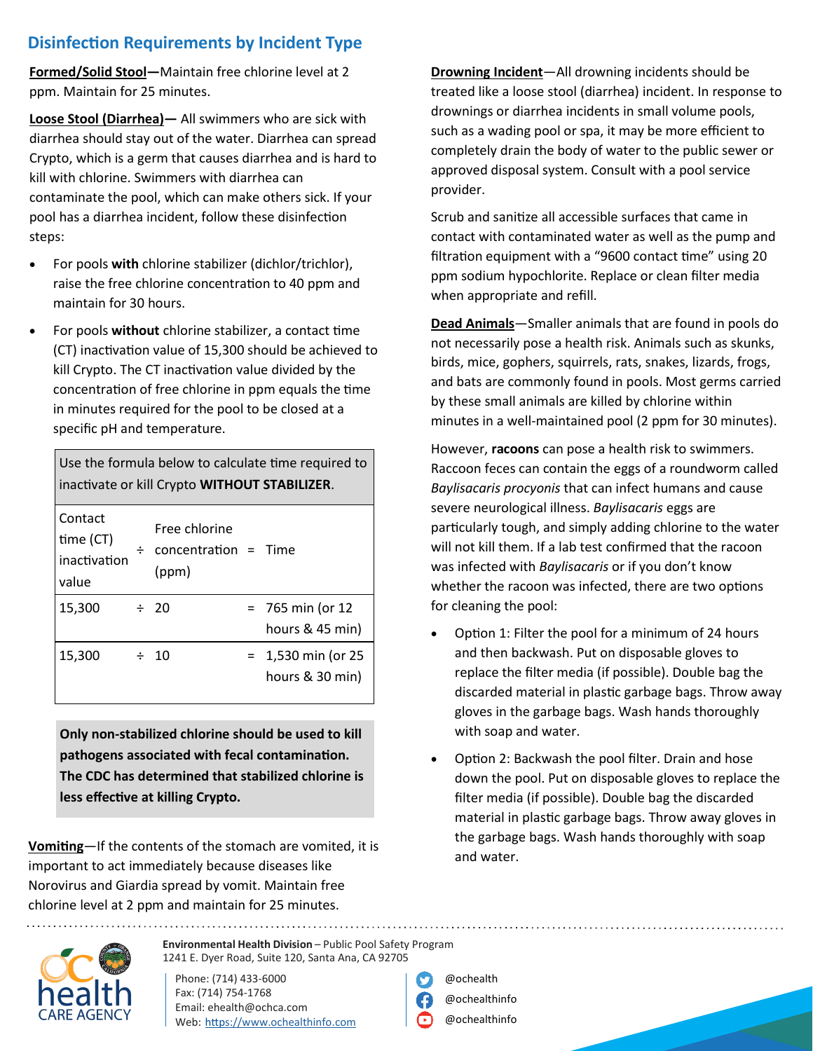## Disinfection Requirements by Incident Type

**Formed/Solid Stool—**Maintain free chlorine level at 2 ppm. Maintain for 25 minutes.

**Loose Stool (Diarrhea)—** All swimmers who are sick with diarrhea should stay out of the water. Diarrhea can spread Crypto, which is a germ that causes diarrhea and is hard to kill with chlorine. Swimmers with diarrhea can contaminate the pool, which can make others sick. If your pool has a diarrhea incident, follow these disinfection steps:

- For pools **with** chlorine stabilizer (dichlor/trichlor), raise the free chlorine concentration to 40 ppm and maintain for 30 hours.
- For pools **without** chlorine stabilizer, a contact time (CT) inactivation value of 15,300 should be achieved to kill Crypto. The CT inactivation value divided by the concentration of free chlorine in ppm equals the time in minutes required for the pool to be closed at a specific pH and temperature.

Use the formula below to calculate time required to inactivate or kill Crypto **WITHOUT STABILIZER**.

| Contact time (CT) inactivation value | ÷ | Free chlorine concentration (ppm) | = | Time |
|---|---|---|---|---|
| 15,300 | ÷ | 20 | = | 765 min (or 12 hours & 45 min) |
| 15,300 | ÷ | 10 | = | 1,530 min (or 25 hours & 30 min) |

**Only non-stabilized chlorine should be used to kill pathogens associated with fecal contamination. The CDC has determined that stabilized chlorine is less effective at killing Crypto.**

**Vomiting**—If the contents of the stomach are vomited, it is important to act immediately because diseases like Norovirus and Giardia spread by vomit. Maintain free chlorine level at 2 ppm and maintain for 25 minutes.

**Drowning Incident**—All drowning incidents should be treated like a loose stool (diarrhea) incident. In response to drownings or diarrhea incidents in small volume pools, such as a wading pool or spa, it may be more efficient to completely drain the body of water to the public sewer or approved disposal system. Consult with a pool service provider.

Scrub and sanitize all accessible surfaces that came in contact with contaminated water as well as the pump and filtration equipment with a "9600 contact time" using 20 ppm sodium hypochlorite. Replace or clean filter media when appropriate and refill.

**Dead Animals**—Smaller animals that are found in pools do not necessarily pose a health risk. Animals such as skunks, birds, mice, gophers, squirrels, rats, snakes, lizards, frogs, and bats are commonly found in pools. Most germs carried by these small animals are killed by chlorine within minutes in a well-maintained pool (2 ppm for 30 minutes).

However, **racoons** can pose a health risk to swimmers. Raccoon feces can contain the eggs of a roundworm called *Baylisacaris procyonis* that can infect humans and cause severe neurological illness. *Baylisacaris* eggs are particularly tough, and simply adding chlorine to the water will not kill them. If a lab test confirmed that the racoon was infected with *Baylisacaris* or if you don't know whether the racoon was infected, there are two options for cleaning the pool:

- Option 1: Filter the pool for a minimum of 24 hours and then backwash. Put on disposable gloves to replace the filter media (if possible). Double bag the discarded material in plastic garbage bags. Throw away gloves in the garbage bags. Wash hands thoroughly with soap and water.
- Option 2: Backwash the pool filter. Drain and hose down the pool. Put on disposable gloves to replace the filter media (if possible). Double bag the discarded material in plastic garbage bags. Throw away gloves in the garbage bags. Wash hands thoroughly with soap and water.

**Environmental Health Division** – Public Pool Safety Program
1241 E. Dyer Road, Suite 120, Santa Ana, CA 92705

Phone: (714) 433-6000
Fax: (714) 754-1768
Email: ehealth@ochca.com
Web: https://www.ochealthinfo.com

@ochealth
@ochealthinfo
@ochealthinfo